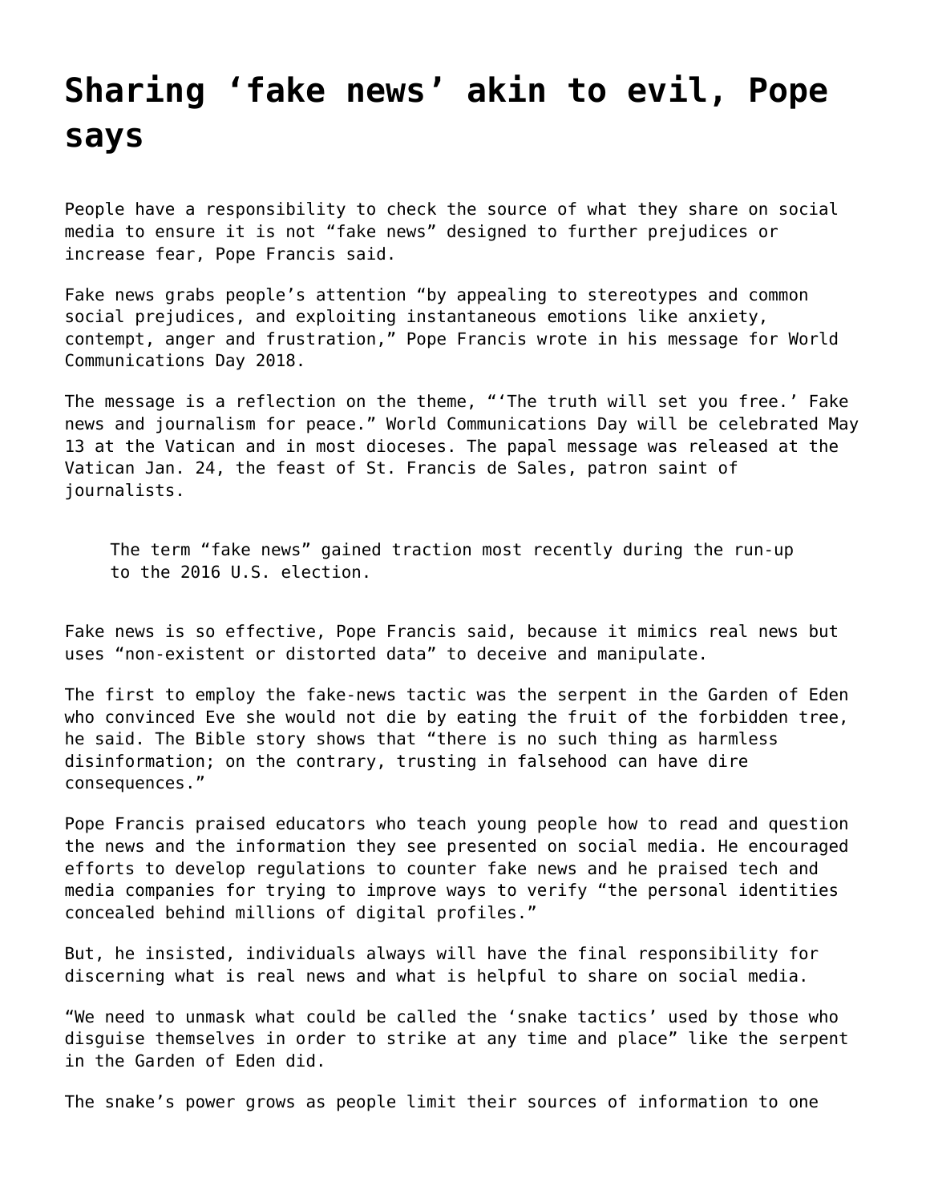# Sharing 'fake news' akin to evil, Pope says

People have a responsibility to check the source of what they share on social media to ensure it is not "fake news" designed to further prejudices or increase fear, Pope Francis said.

Fake news grabs people's attention "by appealing to stereotypes and common social prejudices, and exploiting instantaneous emotions like anxiety, contempt, anger and frustration," Pope Francis wrote in his message for World Communications Day 2018.

The message is a reflection on the theme, "'The truth will set you free.' Fake news and journalism for peace." World Communications Day will be celebrated May 13 at the Vatican and in most dioceses. The papal message was released at the Vatican Jan. 24, the feast of St. Francis de Sales, patron saint of journalists.

> The term "fake news" gained traction most recently during the run-up to the 2016 U.S. election.

Fake news is so effective, Pope Francis said, because it mimics real news but uses "non-existent or distorted data" to deceive and manipulate.

The first to employ the fake-news tactic was the serpent in the Garden of Eden who convinced Eve she would not die by eating the fruit of the forbidden tree, he said. The Bible story shows that "there is no such thing as harmless disinformation; on the contrary, trusting in falsehood can have dire consequences."

Pope Francis praised educators who teach young people how to read and question the news and the information they see presented on social media. He encouraged efforts to develop regulations to counter fake news and he praised tech and media companies for trying to improve ways to verify "the personal identities concealed behind millions of digital profiles."

But, he insisted, individuals always will have the final responsibility for discerning what is real news and what is helpful to share on social media.

"We need to unmask what could be called the 'snake tactics' used by those who disguise themselves in order to strike at any time and place" like the serpent in the Garden of Eden did.

The snake's power grows as people limit their sources of information to one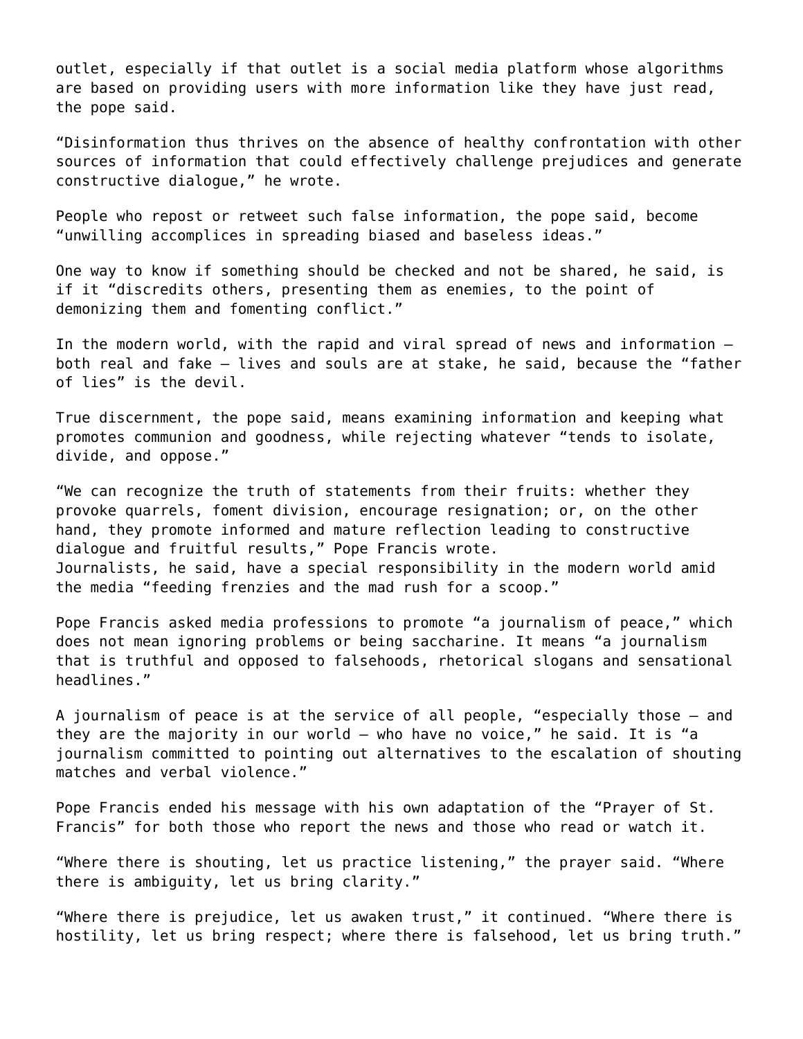outlet, especially if that outlet is a social media platform whose algorithms are based on providing users with more information like they have just read, the pope said.

“Disinformation thus thrives on the absence of healthy confrontation with other sources of information that could effectively challenge prejudices and generate constructive dialogue,” he wrote.

People who repost or retweet such false information, the pope said, become “unwilling accomplices in spreading biased and baseless ideas.”

One way to know if something should be checked and not be shared, he said, is if it “discredits others, presenting them as enemies, to the point of demonizing them and fomenting conflict.”

In the modern world, with the rapid and viral spread of news and information – both real and fake – lives and souls are at stake, he said, because the “father of lies” is the devil.

True discernment, the pope said, means examining information and keeping what promotes communion and goodness, while rejecting whatever “tends to isolate, divide, and oppose.”

“We can recognize the truth of statements from their fruits: whether they provoke quarrels, foment division, encourage resignation; or, on the other hand, they promote informed and mature reflection leading to constructive dialogue and fruitful results,” Pope Francis wrote.
Journalists, he said, have a special responsibility in the modern world amid the media “feeding frenzies and the mad rush for a scoop.”

Pope Francis asked media professions to promote “a journalism of peace,” which does not mean ignoring problems or being saccharine. It means “a journalism that is truthful and opposed to falsehoods, rhetorical slogans and sensational headlines.”

A journalism of peace is at the service of all people, “especially those – and they are the majority in our world – who have no voice,” he said. It is “a journalism committed to pointing out alternatives to the escalation of shouting matches and verbal violence.”

Pope Francis ended his message with his own adaptation of the “Prayer of St. Francis” for both those who report the news and those who read or watch it.

“Where there is shouting, let us practice listening,” the prayer said. “Where there is ambiguity, let us bring clarity.”

“Where there is prejudice, let us awaken trust,” it continued. “Where there is hostility, let us bring respect; where there is falsehood, let us bring truth.”